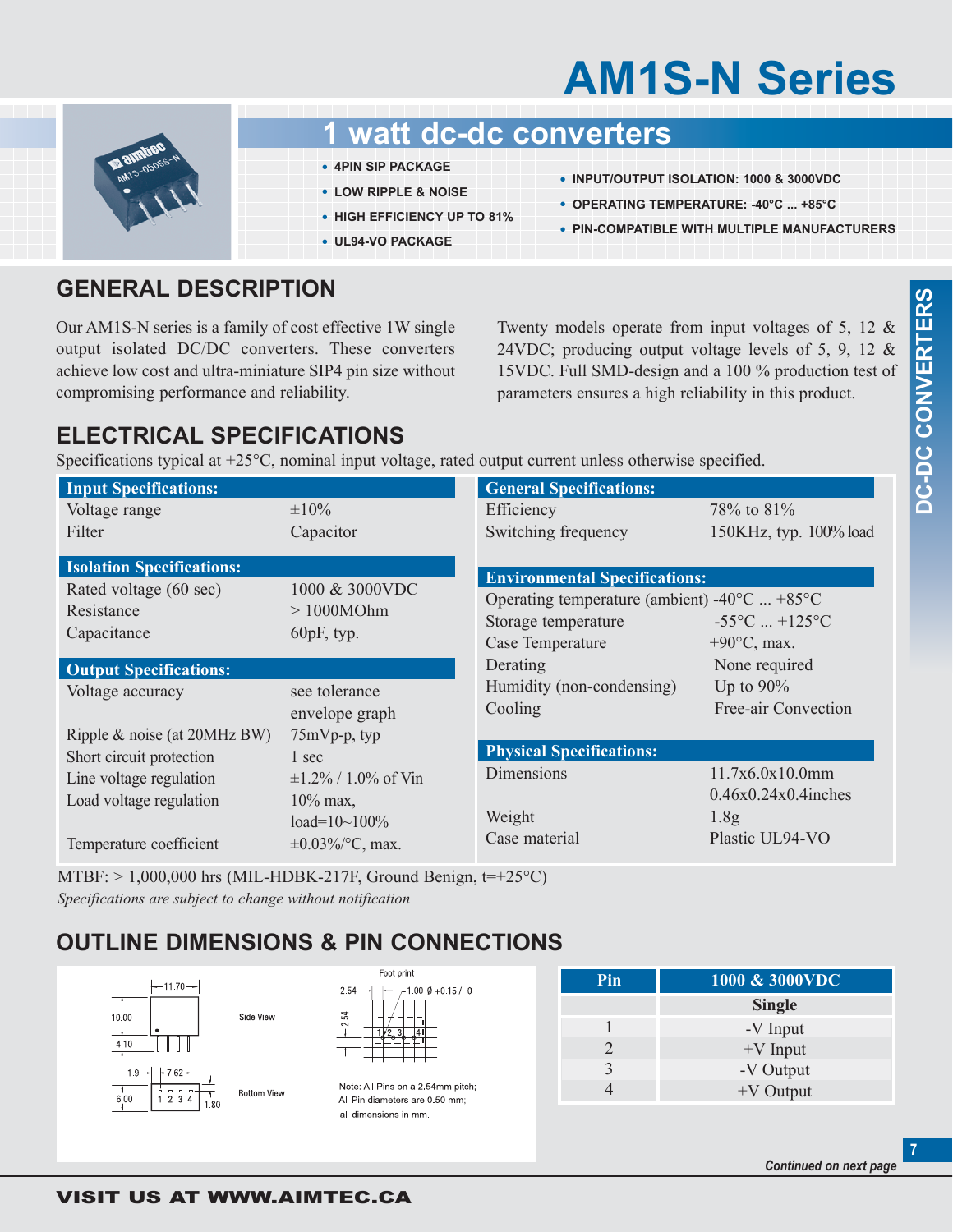# AM1S-N Series

## 1 watt dc-dc converters

- 4PIN SIP PACKAGE
- LOW RIPPLE & NOISE
- HIGH EFFICIENCY UP TO 81%
- UL94-VO PACKAGE
- INPUT/OUTPUT ISOLATION: 1000 & 3000VDC
- OPERATING TEMPERATURE: -40°C ... +85°C
- PIN-COMPATIBLE WITH MULTIPLE MANUFACTURERS

## GENERAL DESCRIPTION

Our AM1S-N series is a family of cost effective 1W single output isolated DC/DC converters. These converters achieve low cost and ultra-miniature SIP4 pin size without compromising performance and reliability.

Twenty models operate from input voltages of 5, 12 & 24VDC; producing output voltage levels of 5, 9, 12 & 15VDC. Full SMD-design and a 100 % production test of parameters ensures a high reliability in this product.

## ELECTRICAL SPECIFICATIONS

Specifications typical at +25°C, nominal input voltage, rated output current unless otherwise specified.

| Input Specifications: | |
|---|---|
| Voltage range | ±10% |
| Filter | Capacitor |

| Isolation Specifications: | |
|---|---|
| Rated voltage (60 sec) | 1000 & 3000VDC |
| Resistance | > 1000MOhm |
| Capacitance | 60pF, typ. |

| Output Specifications: | |
|---|---|
| Voltage accuracy | see tolerance envelope graph |
| Ripple & noise (at 20MHz BW) | 75mVp-p, typ |
| Short circuit protection | 1 sec |
| Line voltage regulation | ±1.2% / 1.0% of Vin |
| Load voltage regulation | 10% max, load=10~100% |
| Temperature coefficient | ±0.03%/°C, max. |

| General Specifications: | |
|---|---|
| Efficiency | 78% to 81% |
| Switching frequency | 150KHz, typ. 100% load |

| Environmental Specifications: | |
|---|---|
| Operating temperature (ambient) | -40°C ... +85°C |
| Storage temperature | -55°C ... +125°C |
| Case Temperature | +90°C, max. |
| Derating | None required |
| Humidity (non-condensing) | Up to 90% |
| Cooling | Free-air Convection |

| Physical Specifications: | |
|---|---|
| Dimensions | 11.7x6.0x10.0mm 0.46x0.24x0.4inches |
| Weight | 1.8g |
| Case material | Plastic UL94-VO |

MTBF: > 1,000,000 hrs (MIL-HDBK-217F, Ground Benign, t=+25°C)

*Specifications are subject to change without notification*

## OUTLINE DIMENSIONS & PIN CONNECTIONS

Side View: 11.70, 10.00, 4.10

Bottom View: 1.9, 7.62, 6.00, 1.80, pins 1 2 3 4

Foot print: 2.54, 1.00 Ø +0.15 / -0, 2.54

Note: All Pins on a 2.54mm pitch; All Pin diameters are 0.50 mm; all dimensions in mm.

| Pin | 1000 & 3000VDC |
|---|---|
| | Single |
| 1 | -V Input |
| 2 | +V Input |
| 3 | -V Output |
| 4 | +V Output |

*Continued on next page*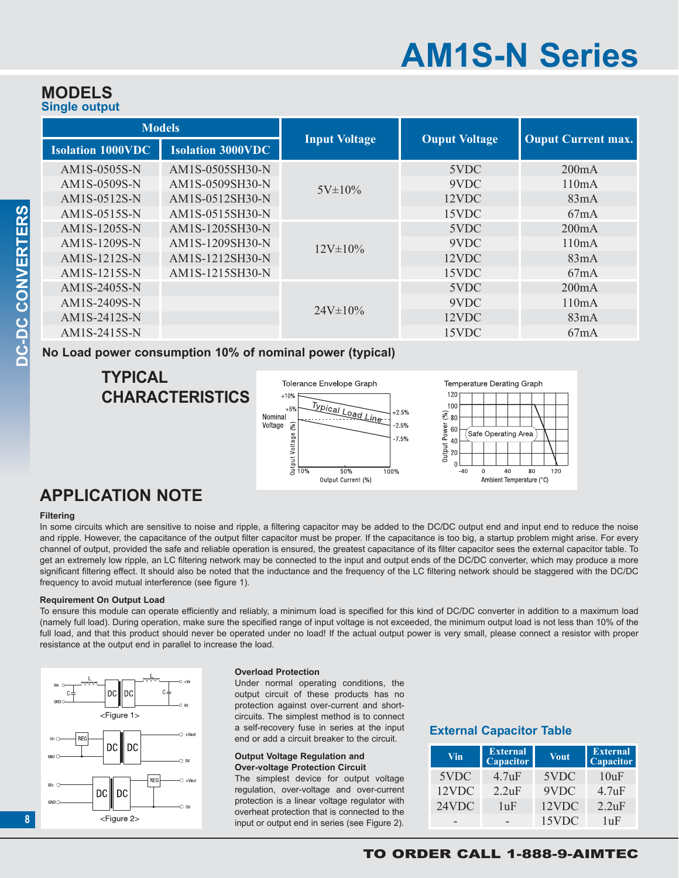# AM1S-N Series

## MODELS

### Single output

| Models | | Input Voltage | Ouput Voltage | Ouput Current max. |
|---|---|---|---|---|
| Isolation 1000VDC | Isolation 3000VDC | | | |
| AM1S-0505S-N | AM1S-0505SH30-N | 5V±10% | 5VDC | 200mA |
| AM1S-0509S-N | AM1S-0509SH30-N | | 9VDC | 110mA |
| AM1S-0512S-N | AM1S-0512SH30-N | | 12VDC | 83mA |
| AM1S-0515S-N | AM1S-0515SH30-N | | 15VDC | 67mA |
| AM1S-1205S-N | AM1S-1205SH30-N | 12V±10% | 5VDC | 200mA |
| AM1S-1209S-N | AM1S-1209SH30-N | | 9VDC | 110mA |
| AM1S-1212S-N | AM1S-1212SH30-N | | 12VDC | 83mA |
| AM1S-1215S-N | AM1S-1215SH30-N | | 15VDC | 67mA |
| AM1S-2405S-N | | 24V±10% | 5VDC | 200mA |
| AM1S-2409S-N | | | 9VDC | 110mA |
| AM1S-2412S-N | | | 12VDC | 83mA |
| AM1S-2415S-N | | | 15VDC | 67mA |

**No Load power consumption 10% of nominal power (typical)**

## TYPICAL CHARACTERISTICS

Tolerance Envelope Graph

+10%
+5%
Nominal Voltage
Typical Load Line
+2.5%
-2.5%
-7.5%
Output Voltage (%)
10%
50%
100%
Output Current (%)

Temperature Derating Graph

120
100
80
60
40
20
0
Output Power (%)
Safe Operating Area
-40
0
40
80
120
Ambient Temperature (°C)

## APPLICATION NOTE

#### Filtering

In some circuits which are sensitive to noise and ripple, a filtering capacitor may be added to the DC/DC output end and input end to reduce the noise and ripple. However, the capacitance of the output filter capacitor must be proper. If the capacitance is too big, a startup problem might arise. For every channel of output, provided the safe and reliable operation is ensured, the greatest capacitance of its filter capacitor sees the external capacitor table. To get an extremely low ripple, an LC filtering network may be connected to the input and output ends of the DC/DC converter, which may produce a more significant filtering effect. It should also be noted that the inductance and the frequency of the LC filtering network should be staggered with the DC/DC frequency to avoid mutual interference (see figure 1).

#### Requirement On Output Load

To ensure this module can operate efficiently and reliably, a minimum load is specified for this kind of DC/DC converter in addition to a maximum load (namely full load). During operation, make sure the specified range of input voltage is not exceeded, the minimum output load is not less than 10% of the full load, and that this product should never be operated under no load! If the actual output power is very small, please connect a resistor with proper resistance at the output end in parallel to increase the load.

Vin
GND
L
C
DC
DC
L
C
+Vo
0V

<Figure 1>

Vin
GND
REG
DC
DC
+Vout
0V

Vin
GND
DC
DC
REG
+Vout
0V

<Figure 2>

#### Overload Protection

Under normal operating conditions, the output circuit of these products has no protection against over-current and short-circuits. The simplest method is to connect a self-recovery fuse in series at the input end or add a circuit breaker to the circuit.

#### Output Voltage Regulation and Over-voltage Protection Circuit

The simplest device for output voltage regulation, over-voltage and over-current protection is a linear voltage regulator with overheat protection that is connected to the input or output end in series (see Figure 2).

### External Capacitor Table

| Vin | External Capacitor | Vout | External Capacitor |
|---|---|---|---|
| 5VDC | 4.7uF | 5VDC | 10uF |
| 12VDC | 2.2uF | 9VDC | 4.7uF |
| 24VDC | 1uF | 12VDC | 2.2uF |
| - | - | 15VDC | 1uF |

**TO ORDER CALL 1-888-9-AIMTEC**